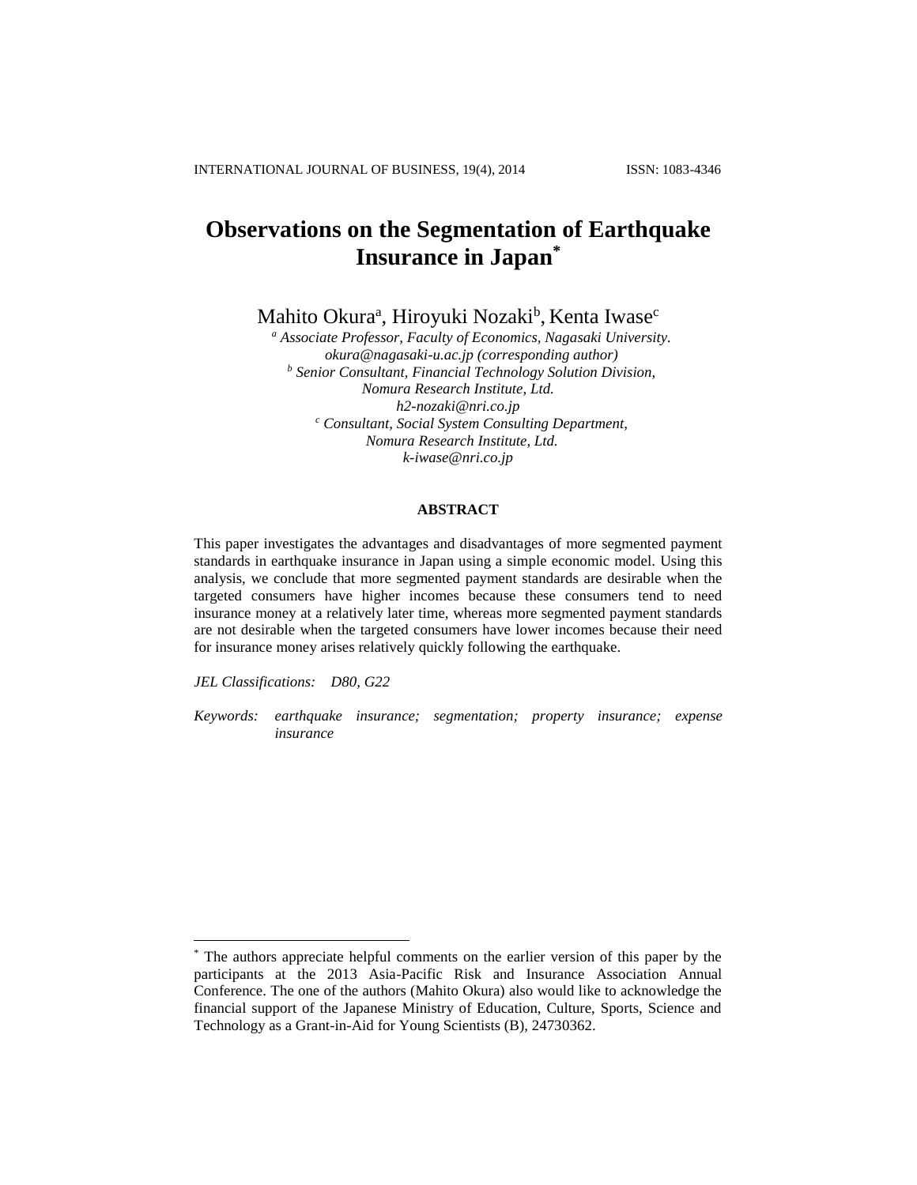# Observations on the Segmentation of Earthquake Insurance in Japan[*]

Mahito Okura[a], Hiroyuki Nozaki[b], Kenta Iwase[c]

[a] *Associate Professor, Faculty of Economics, Nagasaki University.*
*okura@nagasaki-u.ac.jp (corresponding author)*
[b] *Senior Consultant, Financial Technology Solution Division,*
*Nomura Research Institute, Ltd.*
*h2-nozaki@nri.co.jp*
[c] *Consultant, Social System Consulting Department,*
*Nomura Research Institute, Ltd.*
*k-iwase@nri.co.jp*

## ABSTRACT

This paper investigates the advantages and disadvantages of more segmented payment standards in earthquake insurance in Japan using a simple economic model. Using this analysis, we conclude that more segmented payment standards are desirable when the targeted consumers have higher incomes because these consumers tend to need insurance money at a relatively later time, whereas more segmented payment standards are not desirable when the targeted consumers have lower incomes because their need for insurance money arises relatively quickly following the earthquake.

*JEL Classifications:* *D80, G22*

*Keywords:* *earthquake insurance; segmentation; property insurance; expense insurance*

---

[*] The authors appreciate helpful comments on the earlier version of this paper by the participants at the 2013 Asia-Pacific Risk and Insurance Association Annual Conference. The one of the authors (Mahito Okura) also would like to acknowledge the financial support of the Japanese Ministry of Education, Culture, Sports, Science and Technology as a Grant-in-Aid for Young Scientists (B), 24730362.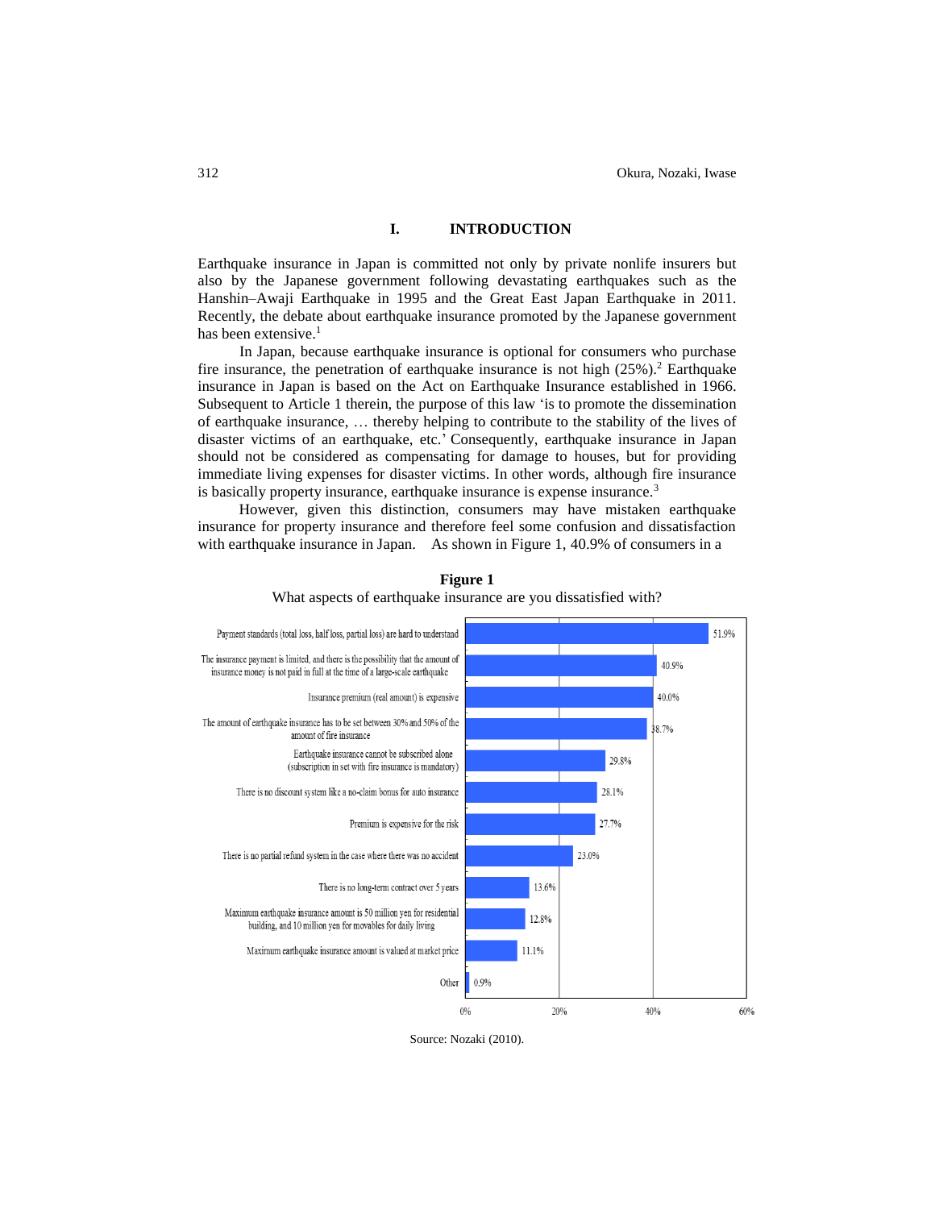## I. INTRODUCTION

Earthquake insurance in Japan is committed not only by private nonlife insurers but also by the Japanese government following devastating earthquakes such as the Hanshin–Awaji Earthquake in 1995 and the Great East Japan Earthquake in 2011. Recently, the debate about earthquake insurance promoted by the Japanese government has been extensive.[1]

In Japan, because earthquake insurance is optional for consumers who purchase fire insurance, the penetration of earthquake insurance is not high (25%).[2] Earthquake insurance in Japan is based on the Act on Earthquake Insurance established in 1966. Subsequent to Article 1 therein, the purpose of this law 'is to promote the dissemination of earthquake insurance, … thereby helping to contribute to the stability of the lives of disaster victims of an earthquake, etc.' Consequently, earthquake insurance in Japan should not be considered as compensating for damage to houses, but for providing immediate living expenses for disaster victims. In other words, although fire insurance is basically property insurance, earthquake insurance is expense insurance.[3]

However, given this distinction, consumers may have mistaken earthquake insurance for property insurance and therefore feel some confusion and dissatisfaction with earthquake insurance in Japan. As shown in Figure 1, 40.9% of consumers in a

**Figure 1**

What aspects of earthquake insurance are you dissatisfied with?

| Aspect | Percentage |
|---|---|
| Payment standards (total loss, half loss, partial loss) are hard to understand | 51.9% |
| The insurance payment is limited, and there is the possibility that the amount of insurance money is not paid in full at the time of a large-scale earthquake | 40.9% |
| Insurance premium (real amount) is expensive | 40.0% |
| The amount of earthquake insurance has to be set between 30% and 50% of the amount of fire insurance | 38.7% |
| Earthquake insurance cannot be subscribed alone (subscription in set with fire insurance is mandatory) | 29.8% |
| There is no discount system like a no-claim bonus for auto insurance | 28.1% |
| Premium is expensive for the risk | 27.7% |
| There is no partial refund system in the case where there was no accident | 23.0% |
| There is no long-term contract over 5 years | 13.6% |
| Maximum earthquake insurance amount is 50 million yen for residential building, and 10 million yen for movables for daily living | 12.8% |
| Maximum earthquake insurance amount is valued at market price | 11.1% |
| Other | 0.9% |

Source: Nozaki (2010).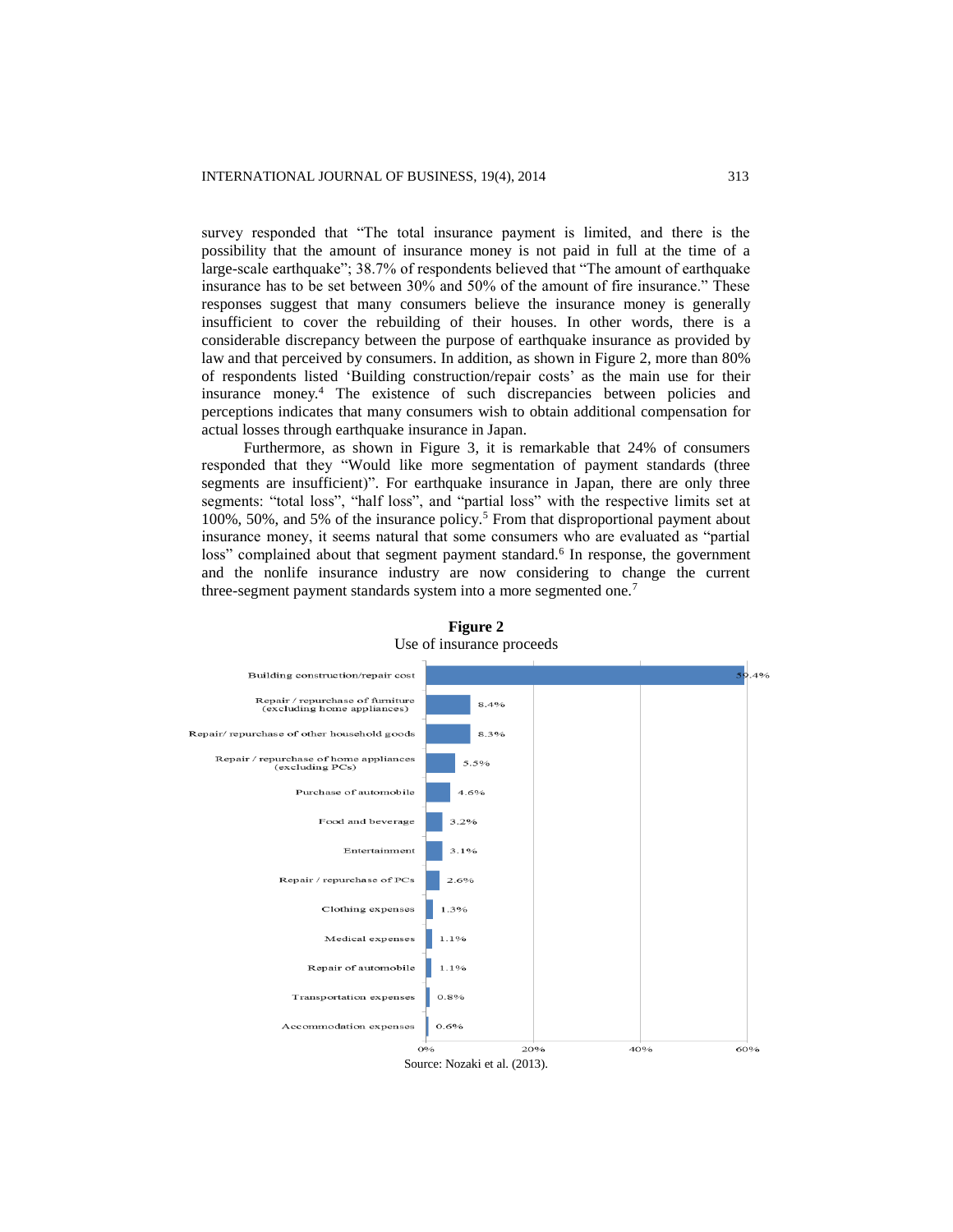survey responded that "The total insurance payment is limited, and there is the possibility that the amount of insurance money is not paid in full at the time of a large-scale earthquake"; 38.7% of respondents believed that "The amount of earthquake insurance has to be set between 30% and 50% of the amount of fire insurance." These responses suggest that many consumers believe the insurance money is generally insufficient to cover the rebuilding of their houses. In other words, there is a considerable discrepancy between the purpose of earthquake insurance as provided by law and that perceived by consumers. In addition, as shown in Figure 2, more than 80% of respondents listed 'Building construction/repair costs' as the main use for their insurance money.[4] The existence of such discrepancies between policies and perceptions indicates that many consumers wish to obtain additional compensation for actual losses through earthquake insurance in Japan.

Furthermore, as shown in Figure 3, it is remarkable that 24% of consumers responded that they "Would like more segmentation of payment standards (three segments are insufficient)". For earthquake insurance in Japan, there are only three segments: "total loss", "half loss", and "partial loss" with the respective limits set at 100%, 50%, and 5% of the insurance policy.[5] From that disproportional payment about insurance money, it seems natural that some consumers who are evaluated as "partial loss" complained about that segment payment standard.[6] In response, the government and the nonlife insurance industry are now considering to change the current three-segment payment standards system into a more segmented one.[7]

**Figure 2**

Use of insurance proceeds

| Use | Share |
|---|---|
| Building construction/repair cost | 59.4% |
| Repair / repurchase of furniture (excluding home appliances) | 8.4% |
| Repair/ repurchase of other household goods | 8.3% |
| Repair / repurchase of home appliances (excluding PCs) | 5.5% |
| Purchase of automobile | 4.6% |
| Food and beverage | 3.2% |
| Entertainment | 3.1% |
| Repair / repurchase of PCs | 2.6% |
| Clothing expenses | 1.3% |
| Medical expenses | 1.1% |
| Repair of automobile | 1.1% |
| Transportation expenses | 0.8% |
| Accommodation expenses | 0.6% |

Source: Nozaki et al. (2013).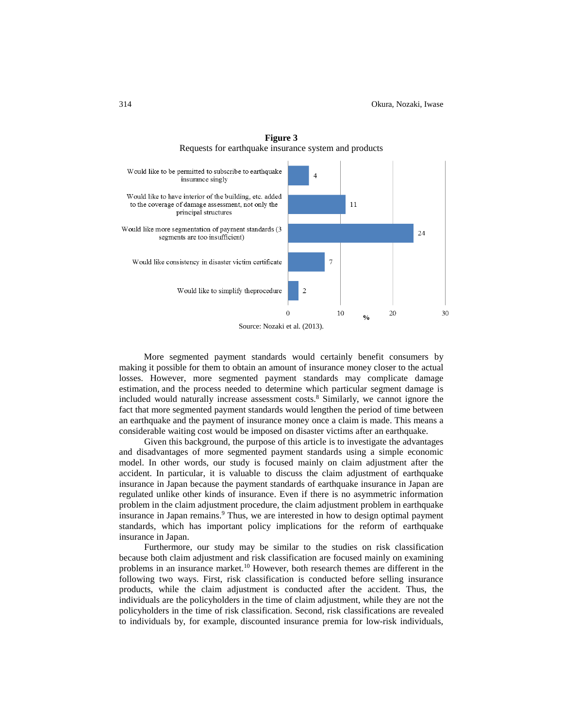**Figure 3**

Requests for earthquake insurance system and products

| Request | % |
|---|---|
| Would like to be permitted to subscribe to earthquake insurance singly | 4 |
| Would like to have interior of the building, etc. added to the coverage of damage assessment, not only the principal structures | 11 |
| Would like more segmentation of payment standards (3 segments are too insufficient) | 24 |
| Would like consistency in disaster victim certificate | 7 |
| Would like to simplify theprocedure | 2 |

Source: Nozaki et al. (2013).

More segmented payment standards would certainly benefit consumers by making it possible for them to obtain an amount of insurance money closer to the actual losses. However, more segmented payment standards may complicate damage estimation, and the process needed to determine which particular segment damage is included would naturally increase assessment costs.[8] Similarly, we cannot ignore the fact that more segmented payment standards would lengthen the period of time between an earthquake and the payment of insurance money once a claim is made. This means a considerable waiting cost would be imposed on disaster victims after an earthquake.

Given this background, the purpose of this article is to investigate the advantages and disadvantages of more segmented payment standards using a simple economic model. In other words, our study is focused mainly on claim adjustment after the accident. In particular, it is valuable to discuss the claim adjustment of earthquake insurance in Japan because the payment standards of earthquake insurance in Japan are regulated unlike other kinds of insurance. Even if there is no asymmetric information problem in the claim adjustment procedure, the claim adjustment problem in earthquake insurance in Japan remains.[9] Thus, we are interested in how to design optimal payment standards, which has important policy implications for the reform of earthquake insurance in Japan.

Furthermore, our study may be similar to the studies on risk classification because both claim adjustment and risk classification are focused mainly on examining problems in an insurance market.[10] However, both research themes are different in the following two ways. First, risk classification is conducted before selling insurance products, while the claim adjustment is conducted after the accident. Thus, the individuals are the policyholders in the time of claim adjustment, while they are not the policyholders in the time of risk classification. Second, risk classifications are revealed to individuals by, for example, discounted insurance premia for low-risk individuals,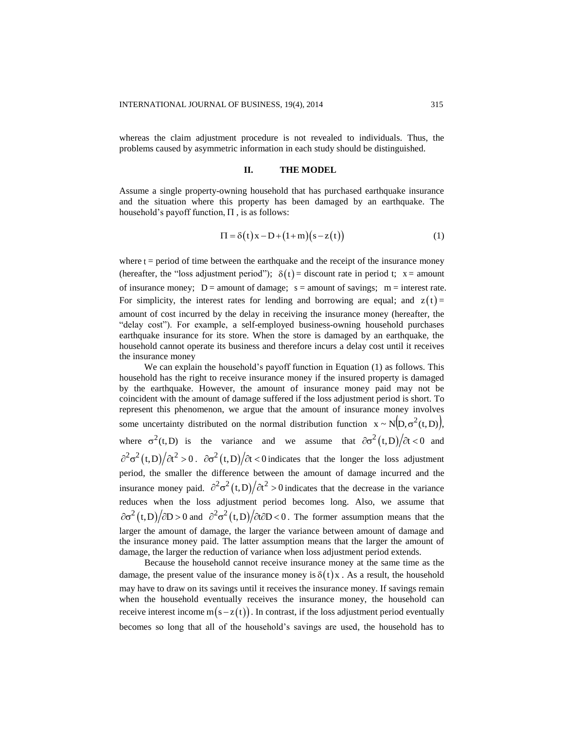whereas the claim adjustment procedure is not revealed to individuals. Thus, the problems caused by asymmetric information in each study should be distinguished.

## II. THE MODEL

Assume a single property-owning household that has purchased earthquake insurance and the situation where this property has been damaged by an earthquake. The household's payoff function, $\Pi$, is as follows:

$$\Pi = \delta(t)x - D + (1+m)(s - z(t)) \tag{1}$$

where $t$ = period of time between the earthquake and the receipt of the insurance money (hereafter, the "loss adjustment period"); $\delta(t)$ = discount rate in period t; $x$ = amount of insurance money; $D$ = amount of damage; $s$ = amount of savings; $m$ = interest rate. For simplicity, the interest rates for lending and borrowing are equal; and $z(t)$ = amount of cost incurred by the delay in receiving the insurance money (hereafter, the "delay cost"). For example, a self-employed business-owning household purchases earthquake insurance for its store. When the store is damaged by an earthquake, the household cannot operate its business and therefore incurs a delay cost until it receives the insurance money

We can explain the household's payoff function in Equation (1) as follows. This household has the right to receive insurance money if the insured property is damaged by the earthquake. However, the amount of insurance money paid may not be coincident with the amount of damage suffered if the loss adjustment period is short. To represent this phenomenon, we argue that the amount of insurance money involves some uncertainty distributed on the normal distribution function $x \sim N(D, \sigma^2(t, D))$, where $\sigma^2(t, D)$ is the variance and we assume that $\partial\sigma^2(t, D)/\partial t < 0$ and $\partial^2\sigma^2(t, D)/\partial t^2 > 0$. $\partial\sigma^2(t, D)/\partial t < 0$ indicates that the longer the loss adjustment period, the smaller the difference between the amount of damage incurred and the insurance money paid. $\partial^2\sigma^2(t, D)/\partial t^2 > 0$ indicates that the decrease in the variance reduces when the loss adjustment period becomes long. Also, we assume that $\partial\sigma^2(t, D)/\partial D > 0$ and $\partial^2\sigma^2(t, D)/\partial t\partial D < 0$. The former assumption means that the larger the amount of damage, the larger the variance between amount of damage and the insurance money paid. The latter assumption means that the larger the amount of damage, the larger the reduction of variance when loss adjustment period extends.

Because the household cannot receive insurance money at the same time as the damage, the present value of the insurance money is $\delta(t)x$. As a result, the household may have to draw on its savings until it receives the insurance money. If savings remain when the household eventually receives the insurance money, the household can receive interest income $m(s - z(t))$. In contrast, if the loss adjustment period eventually becomes so long that all of the household's savings are used, the household has to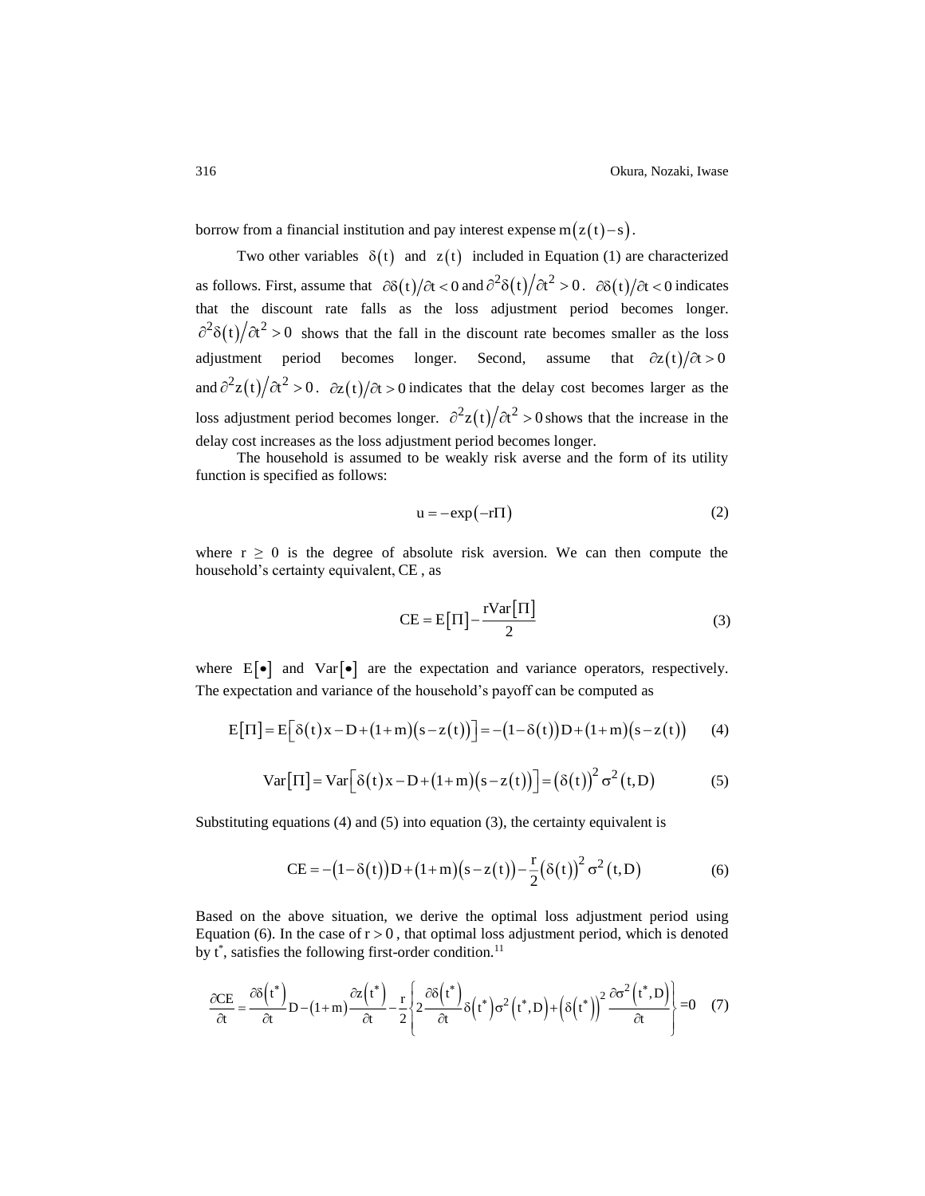borrow from a financial institution and pay interest expense $m(z(t)-s)$.

Two other variables $\delta(t)$ and $z(t)$ included in Equation (1) are characterized as follows. First, assume that $\partial\delta(t)/\partial t<0$ and $\partial^2\delta(t)/\partial t^2>0$. $\partial\delta(t)/\partial t<0$ indicates that the discount rate falls as the loss adjustment period becomes longer. $\partial^2\delta(t)/\partial t^2>0$ shows that the fall in the discount rate becomes smaller as the loss adjustment period becomes longer. Second, assume that $\partial z(t)/\partial t>0$ and $\partial^2 z(t)/\partial t^2>0$. $\partial z(t)/\partial t>0$ indicates that the delay cost becomes larger as the loss adjustment period becomes longer. $\partial^2 z(t)/\partial t^2>0$ shows that the increase in the delay cost increases as the loss adjustment period becomes longer.

The household is assumed to be weakly risk averse and the form of its utility function is specified as follows:

$$u=-\exp(-r\Pi) \tag{2}$$

where $r \geq 0$ is the degree of absolute risk aversion. We can then compute the household's certainty equivalent, CE , as

$$CE=E[\Pi]-\frac{rVar[\Pi]}{2} \tag{3}$$

where $E[\bullet]$ and $Var[\bullet]$ are the expectation and variance operators, respectively. The expectation and variance of the household's payoff can be computed as

$$E[\Pi]=E\left[\delta(t)x-D+(1+m)(s-z(t))\right]=-(1-\delta(t))D+(1+m)(s-z(t)) \tag{4}$$

$$Var[\Pi]=Var\left[\delta(t)x-D+(1+m)(s-z(t))\right]=(\delta(t))^2\sigma^2(t,D) \tag{5}$$

Substituting equations (4) and (5) into equation (3), the certainty equivalent is

$$CE=-(1-\delta(t))D+(1+m)(s-z(t))-\frac{r}{2}(\delta(t))^2\sigma^2(t,D) \tag{6}$$

Based on the above situation, we derive the optimal loss adjustment period using Equation (6). In the case of $r>0$, that optimal loss adjustment period, which is denoted by $t^*$, satisfies the following first-order condition.[11]

$$\frac{\partial CE}{\partial t}=\frac{\partial\delta(t^*)}{\partial t}D-(1+m)\frac{\partial z(t^*)}{\partial t}-\frac{r}{2}\left\{2\frac{\partial\delta(t^*)}{\partial t}\delta(t^*)\sigma^2(t^*,D)+(\delta(t^*))^2\frac{\partial\sigma^2(t^*,D)}{\partial t}\right\}=0 \tag{7}$$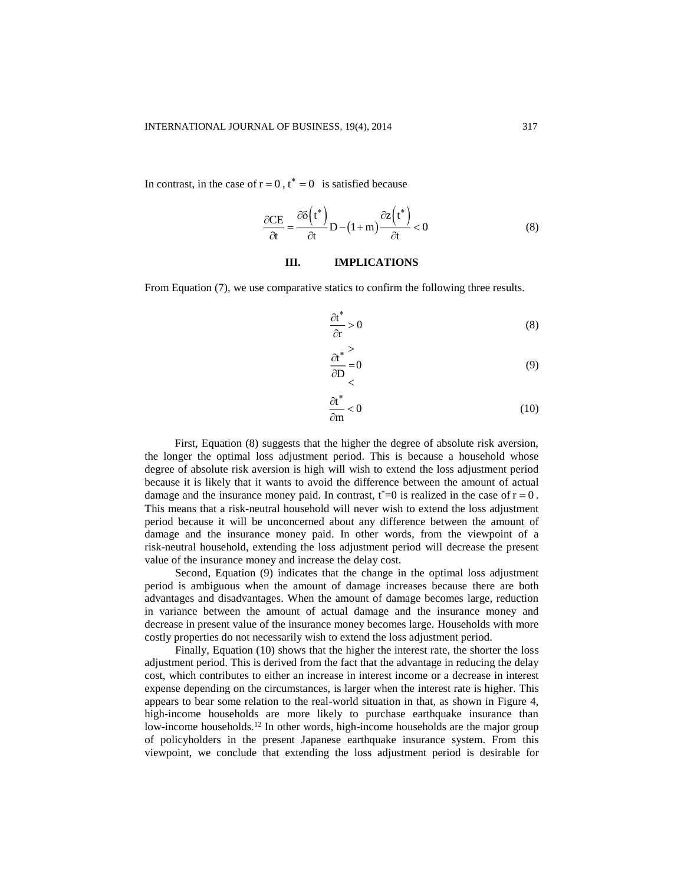In contrast, in the case of $r = 0$, $t^* = 0$ is satisfied because

$$\frac{\partial CE}{\partial t} = \frac{\partial \delta\left(t^*\right)}{\partial t} D - \left(1+m\right)\frac{\partial z\left(t^*\right)}{\partial t} < 0 \tag{8}$$

## III. IMPLICATIONS

From Equation (7), we use comparative statics to confirm the following three results.

$$\frac{\partial t^*}{\partial r} > 0 \tag{8}$$

$$\frac{\partial t^*}{\partial D} \overset{>}{\underset{<}{=}} 0 \tag{9}$$

$$\frac{\partial t^*}{\partial m} < 0 \tag{10}$$

First, Equation (8) suggests that the higher the degree of absolute risk aversion, the longer the optimal loss adjustment period. This is because a household whose degree of absolute risk aversion is high will wish to extend the loss adjustment period because it is likely that it wants to avoid the difference between the amount of actual damage and the insurance money paid. In contrast, $t^*=0$ is realized in the case of $r = 0$. This means that a risk-neutral household will never wish to extend the loss adjustment period because it will be unconcerned about any difference between the amount of damage and the insurance money paid. In other words, from the viewpoint of a risk-neutral household, extending the loss adjustment period will decrease the present value of the insurance money and increase the delay cost.

Second, Equation (9) indicates that the change in the optimal loss adjustment period is ambiguous when the amount of damage increases because there are both advantages and disadvantages. When the amount of damage becomes large, reduction in variance between the amount of actual damage and the insurance money and decrease in present value of the insurance money becomes large. Households with more costly properties do not necessarily wish to extend the loss adjustment period.

Finally, Equation (10) shows that the higher the interest rate, the shorter the loss adjustment period. This is derived from the fact that the advantage in reducing the delay cost, which contributes to either an increase in interest income or a decrease in interest expense depending on the circumstances, is larger when the interest rate is higher. This appears to bear some relation to the real-world situation in that, as shown in Figure 4, high-income households are more likely to purchase earthquake insurance than low-income households.[12] In other words, high-income households are the major group of policyholders in the present Japanese earthquake insurance system. From this viewpoint, we conclude that extending the loss adjustment period is desirable for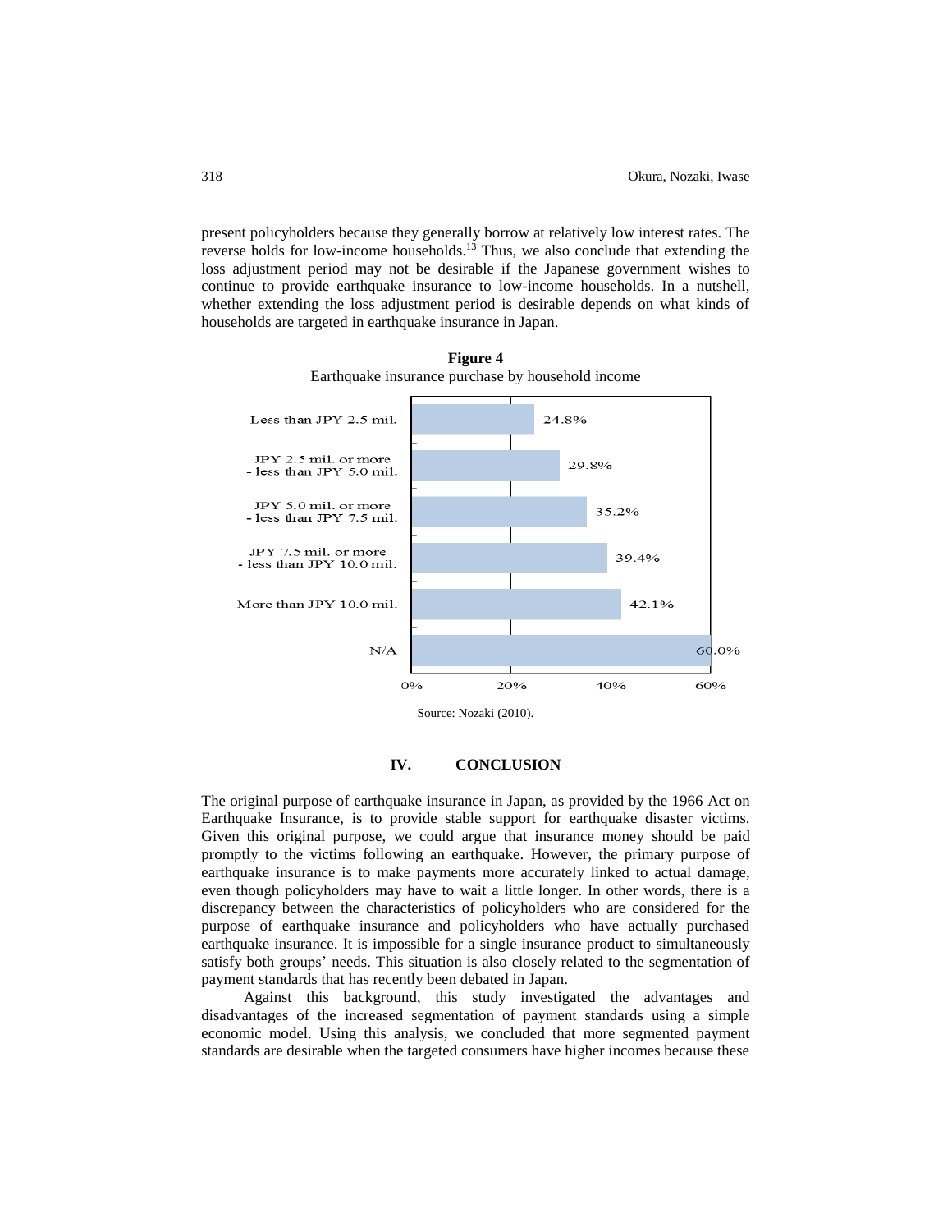present policyholders because they generally borrow at relatively low interest rates. The reverse holds for low-income households.[13] Thus, we also conclude that extending the loss adjustment period may not be desirable if the Japanese government wishes to continue to provide earthquake insurance to low-income households. In a nutshell, whether extending the loss adjustment period is desirable depends on what kinds of households are targeted in earthquake insurance in Japan.

**Figure 4**

Earthquake insurance purchase by household income

| Household income | Purchase rate |
|---|---|
| Less than JPY 2.5 mil. | 24.8% |
| JPY 2.5 mil. or more - less than JPY 5.0 mil. | 29.8% |
| JPY 5.0 mil. or more - less than JPY 7.5 mil. | 35.2% |
| JPY 7.5 mil. or more - less than JPY 10.0 mil. | 39.4% |
| More than JPY 10.0 mil. | 42.1% |
| N/A | 60.0% |

Source: Nozaki (2010).

## IV. CONCLUSION

The original purpose of earthquake insurance in Japan, as provided by the 1966 Act on Earthquake Insurance, is to provide stable support for earthquake disaster victims. Given this original purpose, we could argue that insurance money should be paid promptly to the victims following an earthquake. However, the primary purpose of earthquake insurance is to make payments more accurately linked to actual damage, even though policyholders may have to wait a little longer. In other words, there is a discrepancy between the characteristics of policyholders who are considered for the purpose of earthquake insurance and policyholders who have actually purchased earthquake insurance. It is impossible for a single insurance product to simultaneously satisfy both groups' needs. This situation is also closely related to the segmentation of payment standards that has recently been debated in Japan.

Against this background, this study investigated the advantages and disadvantages of the increased segmentation of payment standards using a simple economic model. Using this analysis, we concluded that more segmented payment standards are desirable when the targeted consumers have higher incomes because these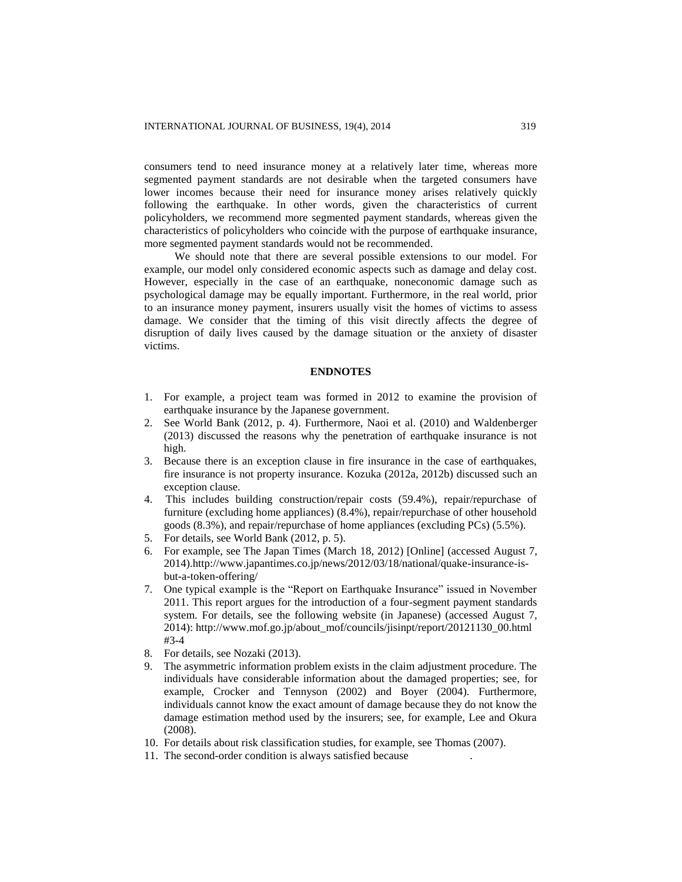consumers tend to need insurance money at a relatively later time, whereas more segmented payment standards are not desirable when the targeted consumers have lower incomes because their need for insurance money arises relatively quickly following the earthquake. In other words, given the characteristics of current policyholders, we recommend more segmented payment standards, whereas given the characteristics of policyholders who coincide with the purpose of earthquake insurance, more segmented payment standards would not be recommended.

We should note that there are several possible extensions to our model. For example, our model only considered economic aspects such as damage and delay cost. However, especially in the case of an earthquake, noneconomic damage such as psychological damage may be equally important. Furthermore, in the real world, prior to an insurance money payment, insurers usually visit the homes of victims to assess damage. We consider that the timing of this visit directly affects the degree of disruption of daily lives caused by the damage situation or the anxiety of disaster victims.

## ENDNOTES

1. For example, a project team was formed in 2012 to examine the provision of earthquake insurance by the Japanese government.
2. See World Bank (2012, p. 4). Furthermore, Naoi et al. (2010) and Waldenberger (2013) discussed the reasons why the penetration of earthquake insurance is not high.
3. Because there is an exception clause in fire insurance in the case of earthquakes, fire insurance is not property insurance. Kozuka (2012a, 2012b) discussed such an exception clause.
4. This includes building construction/repair costs (59.4%), repair/repurchase of furniture (excluding home appliances) (8.4%), repair/repurchase of other household goods (8.3%), and repair/repurchase of home appliances (excluding PCs) (5.5%).
5. For details, see World Bank (2012, p. 5).
6. For example, see The Japan Times (March 18, 2012) [Online] (accessed August 7, 2014).http://www.japantimes.co.jp/news/2012/03/18/national/quake-insurance-is-but-a-token-offering/
7. One typical example is the "Report on Earthquake Insurance" issued in November 2011. This report argues for the introduction of a four-segment payment standards system. For details, see the following website (in Japanese) (accessed August 7, 2014): http://www.mof.go.jp/about_mof/councils/jisinpt/report/20121130_00.html#3-4
8. For details, see Nozaki (2013).
9. The asymmetric information problem exists in the claim adjustment procedure. The individuals have considerable information about the damaged properties; see, for example, Crocker and Tennyson (2002) and Boyer (2004). Furthermore, individuals cannot know the exact amount of damage because they do not know the damage estimation method used by the insurers; see, for example, Lee and Okura (2008).
10. For details about risk classification studies, for example, see Thomas (2007).
11. The second-order condition is always satisfied because .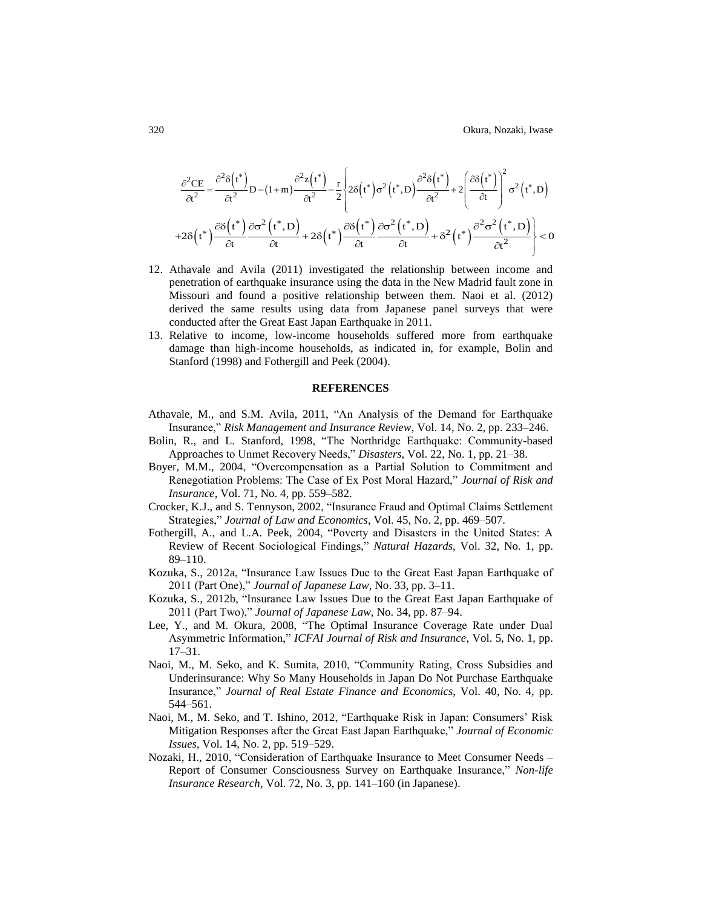$$\frac{\partial^2 CE}{\partial t^2} = \frac{\partial^2 \delta\left(t^*\right)}{\partial t^2} D - \left(1+m\right)\frac{\partial^2 z\left(t^*\right)}{\partial t^2} - \frac{r}{2}\left\{2\delta\left(t^*\right)\sigma^2\left(t^*, D\right)\frac{\partial^2 \delta\left(t^*\right)}{\partial t^2} + 2\left(\frac{\partial \delta\left(t^*\right)}{\partial t}\right)^2 \sigma^2\left(t^*, D\right)\right.$$

$$\left. +2\delta\left(t^*\right)\frac{\partial \delta\left(t^*\right)}{\partial t}\frac{\partial \sigma^2\left(t^*, D\right)}{\partial t} + 2\delta\left(t^*\right)\frac{\partial \delta\left(t^*\right)}{\partial t}\frac{\partial \sigma^2\left(t^*, D\right)}{\partial t} + \delta^2\left(t^*\right)\frac{\partial^2 \sigma^2\left(t^*, D\right)}{\partial t^2}\right\} < 0$$

12. Athavale and Avila (2011) investigated the relationship between income and penetration of earthquake insurance using the data in the New Madrid fault zone in Missouri and found a positive relationship between them. Naoi et al. (2012) derived the same results using data from Japanese panel surveys that were conducted after the Great East Japan Earthquake in 2011.
13. Relative to income, low-income households suffered more from earthquake damage than high-income households, as indicated in, for example, Bolin and Stanford (1998) and Fothergill and Peek (2004).

## REFERENCES

Athavale, M., and S.M. Avila, 2011, "An Analysis of the Demand for Earthquake Insurance," *Risk Management and Insurance Review*, Vol. 14, No. 2, pp. 233–246.

Bolin, R., and L. Stanford, 1998, "The Northridge Earthquake: Community-based Approaches to Unmet Recovery Needs," *Disasters*, Vol. 22, No. 1, pp. 21–38.

Boyer, M.M., 2004, "Overcompensation as a Partial Solution to Commitment and Renegotiation Problems: The Case of Ex Post Moral Hazard," *Journal of Risk and Insurance*, Vol. 71, No. 4, pp. 559–582.

Crocker, K.J., and S. Tennyson, 2002, "Insurance Fraud and Optimal Claims Settlement Strategies," *Journal of Law and Economics*, Vol. 45, No. 2, pp. 469–507.

Fothergill, A., and L.A. Peek, 2004, "Poverty and Disasters in the United States: A Review of Recent Sociological Findings," *Natural Hazards*, Vol. 32, No. 1, pp. 89–110.

Kozuka, S., 2012a, "Insurance Law Issues Due to the Great East Japan Earthquake of 2011 (Part One)," *Journal of Japanese Law*, No. 33, pp. 3–11.

Kozuka, S., 2012b, "Insurance Law Issues Due to the Great East Japan Earthquake of 2011 (Part Two)," *Journal of Japanese Law*, No. 34, pp. 87–94.

Lee, Y., and M. Okura, 2008, "The Optimal Insurance Coverage Rate under Dual Asymmetric Information," *ICFAI Journal of Risk and Insurance*, Vol. 5, No. 1, pp. 17–31.

Naoi, M., M. Seko, and K. Sumita, 2010, "Community Rating, Cross Subsidies and Underinsurance: Why So Many Households in Japan Do Not Purchase Earthquake Insurance," *Journal of Real Estate Finance and Economics*, Vol. 40, No. 4, pp. 544–561.

Naoi, M., M. Seko, and T. Ishino, 2012, "Earthquake Risk in Japan: Consumers' Risk Mitigation Responses after the Great East Japan Earthquake," *Journal of Economic Issues*, Vol. 14, No. 2, pp. 519–529.

Nozaki, H., 2010, "Consideration of Earthquake Insurance to Meet Consumer Needs – Report of Consumer Consciousness Survey on Earthquake Insurance," *Non-life Insurance Research*, Vol. 72, No. 3, pp. 141–160 (in Japanese).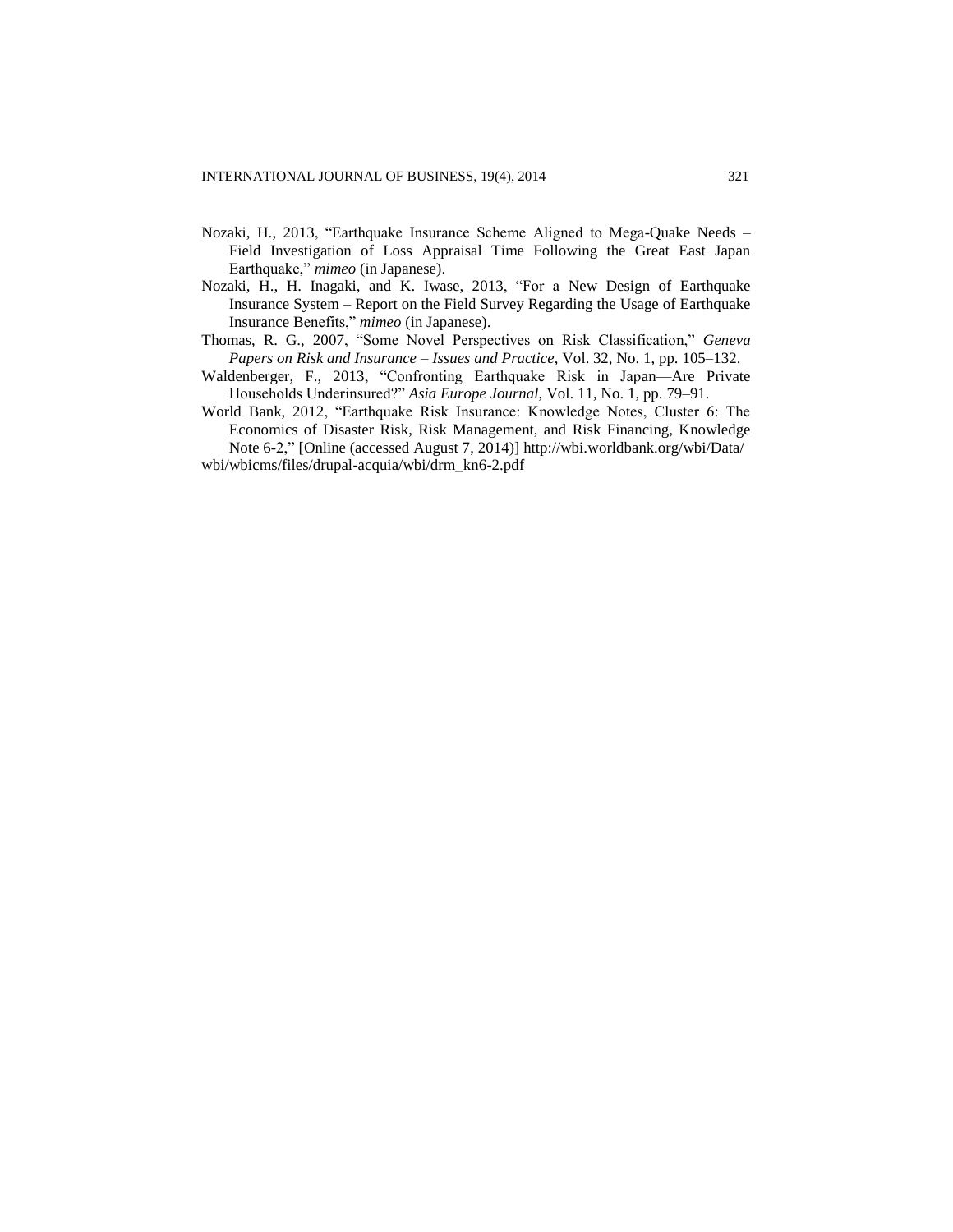Nozaki, H., 2013, "Earthquake Insurance Scheme Aligned to Mega-Quake Needs – Field Investigation of Loss Appraisal Time Following the Great East Japan Earthquake," *mimeo* (in Japanese).

Nozaki, H., H. Inagaki, and K. Iwase, 2013, "For a New Design of Earthquake Insurance System – Report on the Field Survey Regarding the Usage of Earthquake Insurance Benefits," *mimeo* (in Japanese).

Thomas, R. G., 2007, "Some Novel Perspectives on Risk Classification," *Geneva Papers on Risk and Insurance – Issues and Practice*, Vol. 32, No. 1, pp. 105–132.

Waldenberger, F., 2013, "Confronting Earthquake Risk in Japan—Are Private Households Underinsured?" *Asia Europe Journal*, Vol. 11, No. 1, pp. 79–91.

World Bank, 2012, "Earthquake Risk Insurance: Knowledge Notes, Cluster 6: The Economics of Disaster Risk, Risk Management, and Risk Financing, Knowledge Note 6-2," [Online (accessed August 7, 2014)] http://wbi.worldbank.org/wbi/Data/wbi/wbicms/files/drupal-acquia/wbi/drm_kn6-2.pdf